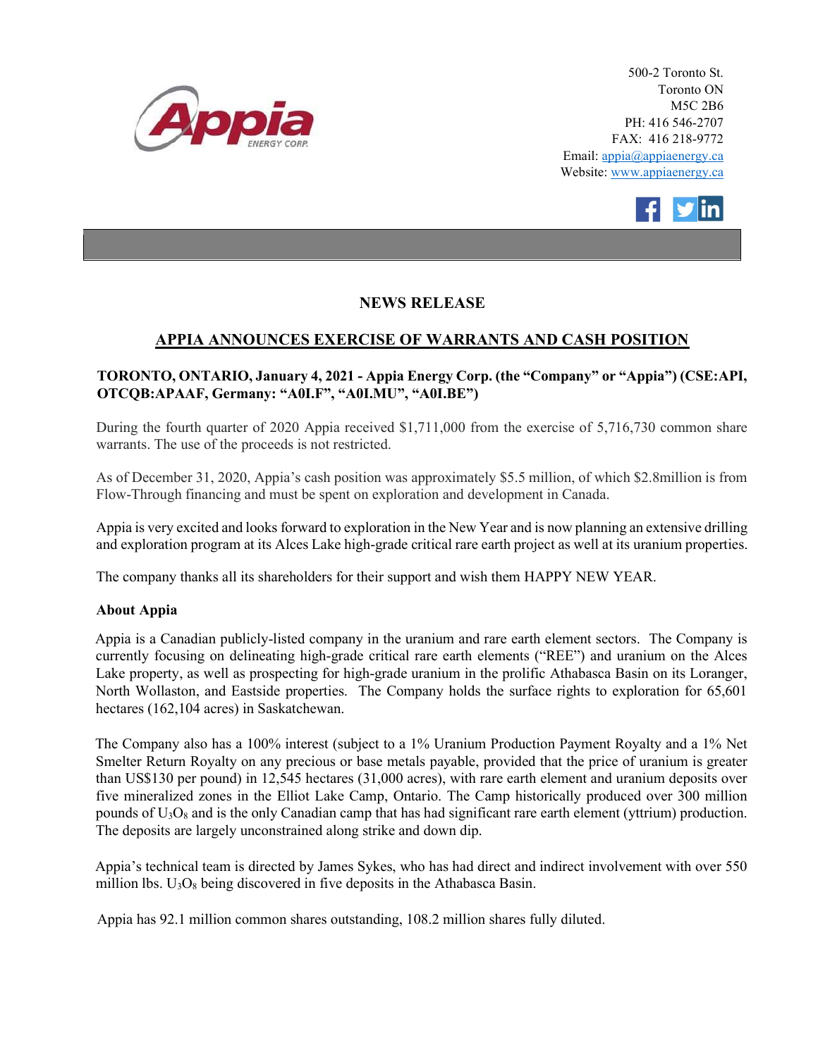500-2 Toronto St.
Toronto ON
M5C 2B6
PH: 416 546-2707
FAX: 416 218-9772
Email: appia@appiaenergy.ca
Website: www.appiaenergy.ca

# NEWS RELEASE

## APPIA ANNOUNCES EXERCISE OF WARRANTS AND CASH POSITION

**TORONTO, ONTARIO, January 4, 2021 - Appia Energy Corp. (the "Company" or "Appia") (CSE:API, OTCQB:APAAF, Germany: "A0I.F", "A0I.MU", "A0I.BE")**

During the fourth quarter of 2020 Appia received $1,711,000 from the exercise of 5,716,730 common share warrants. The use of the proceeds is not restricted.

As of December 31, 2020, Appia's cash position was approximately $5.5 million, of which $2.8million is from Flow-Through financing and must be spent on exploration and development in Canada.

Appia is very excited and looks forward to exploration in the New Year and is now planning an extensive drilling and exploration program at its Alces Lake high-grade critical rare earth project as well at its uranium properties.

The company thanks all its shareholders for their support and wish them HAPPY NEW YEAR.

**About Appia**

Appia is a Canadian publicly-listed company in the uranium and rare earth element sectors. The Company is currently focusing on delineating high-grade critical rare earth elements ("REE") and uranium on the Alces Lake property, as well as prospecting for high-grade uranium in the prolific Athabasca Basin on its Loranger, North Wollaston, and Eastside properties. The Company holds the surface rights to exploration for 65,601 hectares (162,104 acres) in Saskatchewan.

The Company also has a 100% interest (subject to a 1% Uranium Production Payment Royalty and a 1% Net Smelter Return Royalty on any precious or base metals payable, provided that the price of uranium is greater than US$130 per pound) in 12,545 hectares (31,000 acres), with rare earth element and uranium deposits over five mineralized zones in the Elliot Lake Camp, Ontario. The Camp historically produced over 300 million pounds of $U_3O_8$ and is the only Canadian camp that has had significant rare earth element (yttrium) production. The deposits are largely unconstrained along strike and down dip.

Appia's technical team is directed by James Sykes, who has had direct and indirect involvement with over 550 million lbs. $U_3O_8$ being discovered in five deposits in the Athabasca Basin.

Appia has 92.1 million common shares outstanding, 108.2 million shares fully diluted.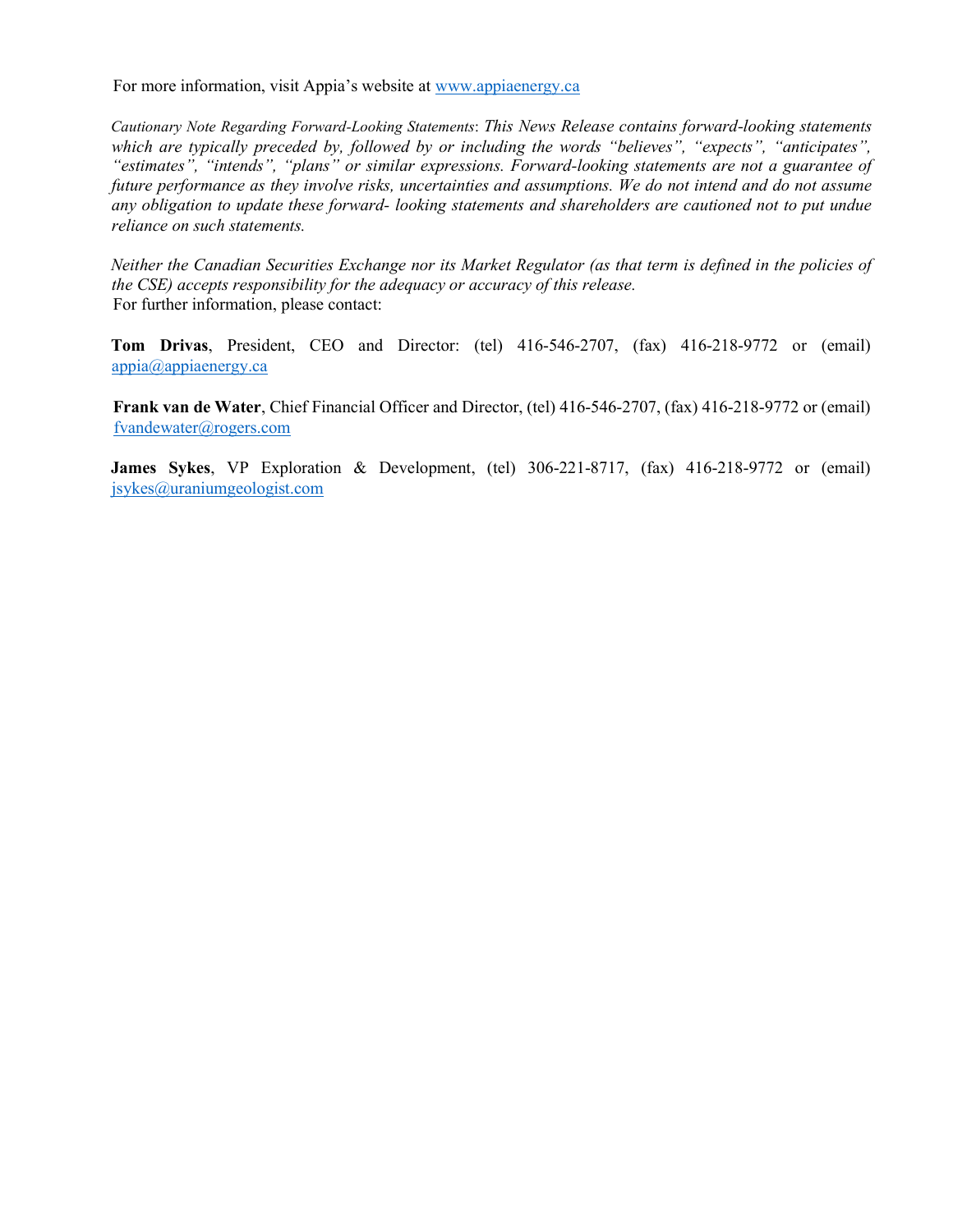For more information, visit Appia's website at www.appiaenergy.ca

*Cautionary Note Regarding Forward-Looking Statements: This News Release contains forward-looking statements which are typically preceded by, followed by or including the words "believes", "expects", "anticipates", "estimates", "intends", "plans" or similar expressions. Forward-looking statements are not a guarantee of future performance as they involve risks, uncertainties and assumptions. We do not intend and do not assume any obligation to update these forward- looking statements and shareholders are cautioned not to put undue reliance on such statements.*

*Neither the Canadian Securities Exchange nor its Market Regulator (as that term is defined in the policies of the CSE) accepts responsibility for the adequacy or accuracy of this release.*

For further information, please contact:

**Tom Drivas**, President, CEO and Director: (tel) 416-546-2707, (fax) 416-218-9772 or (email) appia@appiaenergy.ca

**Frank van de Water**, Chief Financial Officer and Director, (tel) 416-546-2707, (fax) 416-218-9772 or (email) fvandewater@rogers.com

**James Sykes**, VP Exploration & Development, (tel) 306-221-8717, (fax) 416-218-9772 or (email) jsykes@uraniumgeologist.com